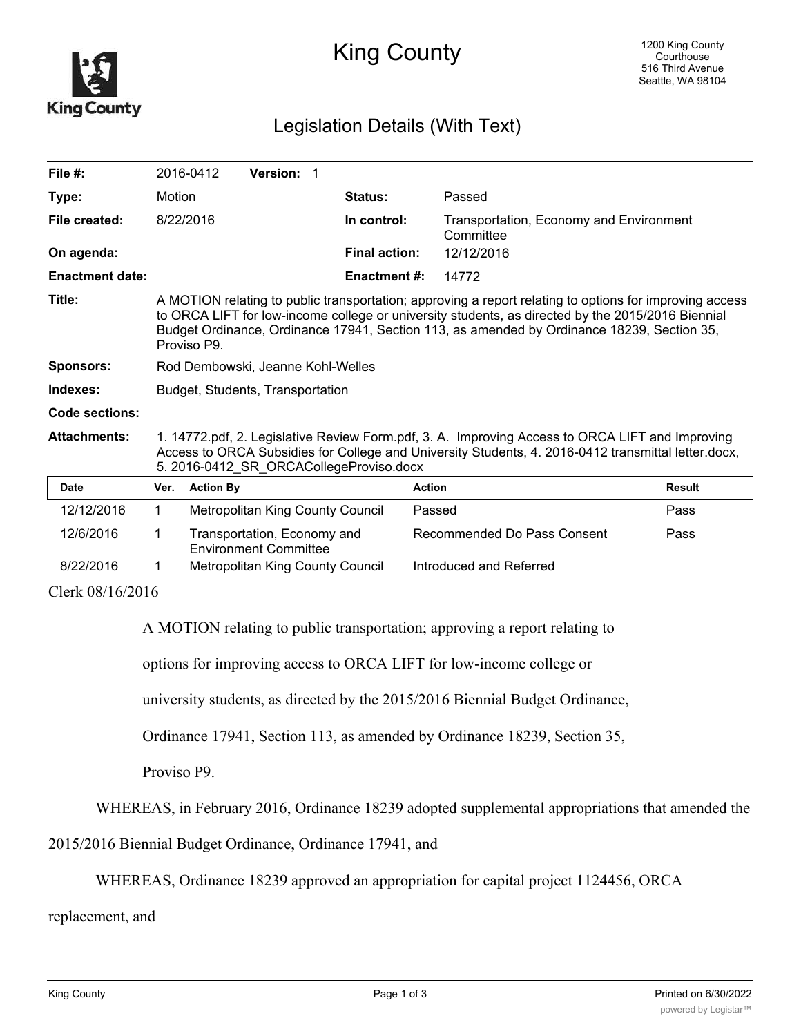# King County

1200 King County Courthouse
516 Third Avenue
Seattle, WA 98104

## Legislation Details (With Text)

| | | | |
|---|---|---|---|
| **File #:** | 2016-0412 **Version:** 1 | | |
| **Type:** | Motion | **Status:** | Passed |
| **File created:** | 8/22/2016 | **In control:** | Transportation, Economy and Environment Committee |
| **On agenda:** | | **Final action:** | 12/12/2016 |
| **Enactment date:** | | **Enactment #:** | 14772 |

**Title:** A MOTION relating to public transportation; approving a report relating to options for improving access to ORCA LIFT for low-income college or university students, as directed by the 2015/2016 Biennial Budget Ordinance, Ordinance 17941, Section 113, as amended by Ordinance 18239, Section 35, Proviso P9.

**Sponsors:** Rod Dembowski, Jeanne Kohl-Welles

**Indexes:** Budget, Students, Transportation

**Code sections:**

**Attachments:** 1. 14772.pdf, 2. Legislative Review Form.pdf, 3. A. Improving Access to ORCA LIFT and Improving Access to ORCA Subsidies for College and University Students, 4. 2016-0412 transmittal letter.docx, 5. 2016-0412_SR_ORCACollegeProviso.docx

| Date | Ver. | Action By | Action | Result |
|---|---|---|---|---|
| 12/12/2016 | 1 | Metropolitan King County Council | Passed | Pass |
| 12/6/2016 | 1 | Transportation, Economy and Environment Committee | Recommended Do Pass Consent | Pass |
| 8/22/2016 | 1 | Metropolitan King County Council | Introduced and Referred | |

Clerk 08/16/2016

A MOTION relating to public transportation; approving a report relating to options for improving access to ORCA LIFT for low-income college or university students, as directed by the 2015/2016 Biennial Budget Ordinance, Ordinance 17941, Section 113, as amended by Ordinance 18239, Section 35, Proviso P9.

WHEREAS, in February 2016, Ordinance 18239 adopted supplemental appropriations that amended the 2015/2016 Biennial Budget Ordinance, Ordinance 17941, and

WHEREAS, Ordinance 18239 approved an appropriation for capital project 1124456, ORCA replacement, and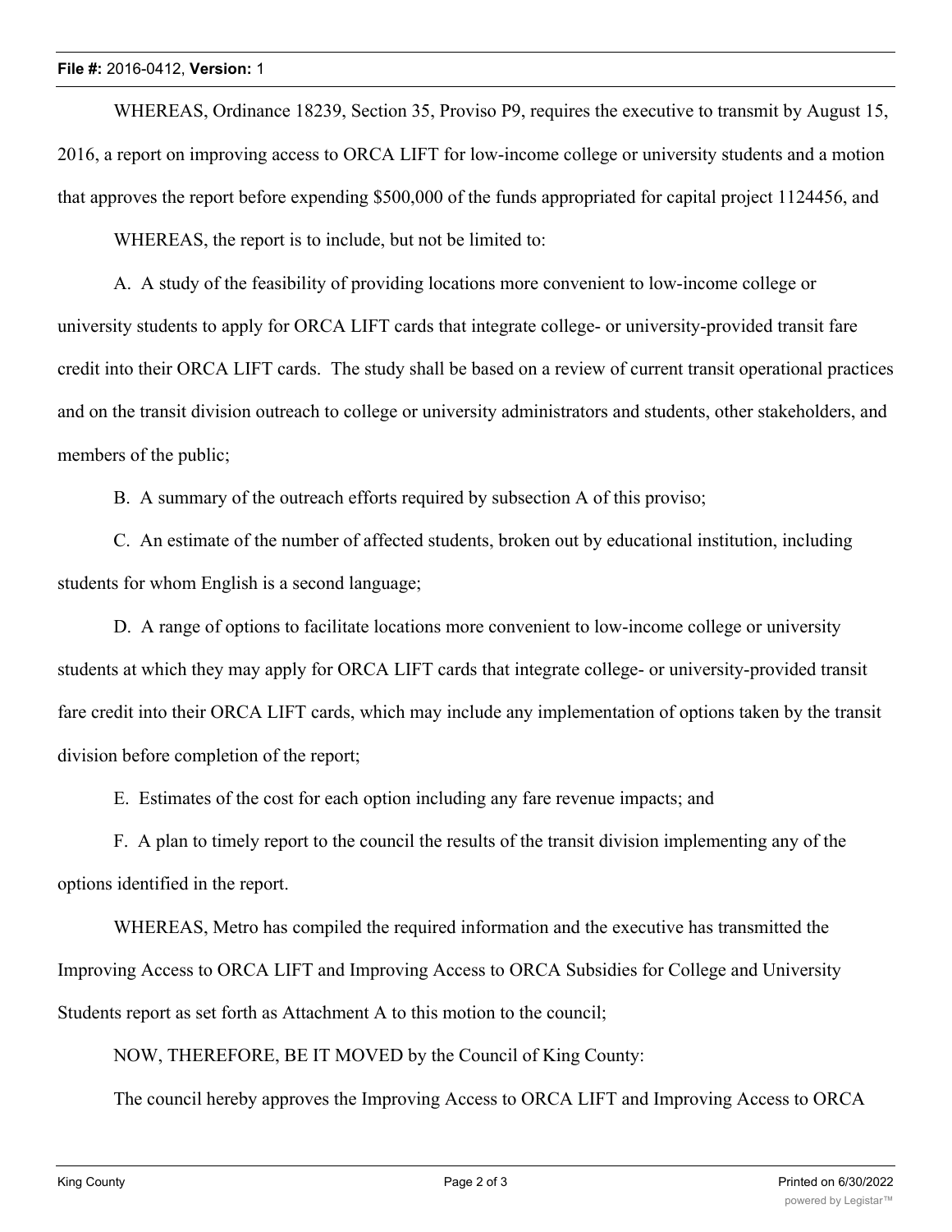WHEREAS, Ordinance 18239, Section 35, Proviso P9, requires the executive to transmit by August 15, 2016, a report on improving access to ORCA LIFT for low-income college or university students and a motion that approves the report before expending $500,000 of the funds appropriated for capital project 1124456, and

WHEREAS, the report is to include, but not be limited to:

A. A study of the feasibility of providing locations more convenient to low-income college or university students to apply for ORCA LIFT cards that integrate college- or university-provided transit fare credit into their ORCA LIFT cards. The study shall be based on a review of current transit operational practices and on the transit division outreach to college or university administrators and students, other stakeholders, and members of the public;

B. A summary of the outreach efforts required by subsection A of this proviso;

C. An estimate of the number of affected students, broken out by educational institution, including students for whom English is a second language;

D. A range of options to facilitate locations more convenient to low-income college or university students at which they may apply for ORCA LIFT cards that integrate college- or university-provided transit fare credit into their ORCA LIFT cards, which may include any implementation of options taken by the transit division before completion of the report;

E. Estimates of the cost for each option including any fare revenue impacts; and

F. A plan to timely report to the council the results of the transit division implementing any of the options identified in the report.

WHEREAS, Metro has compiled the required information and the executive has transmitted the Improving Access to ORCA LIFT and Improving Access to ORCA Subsidies for College and University Students report as set forth as Attachment A to this motion to the council;

NOW, THEREFORE, BE IT MOVED by the Council of King County:

The council hereby approves the Improving Access to ORCA LIFT and Improving Access to ORCA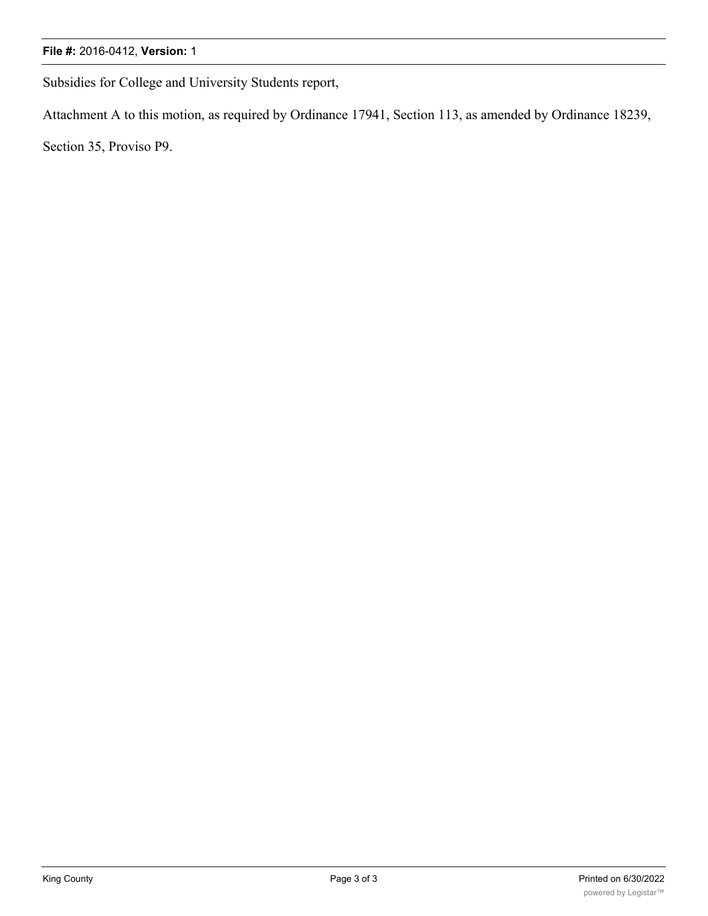Subsidies for College and University Students report,

Attachment A to this motion, as required by Ordinance 17941, Section 113, as amended by Ordinance 18239,

Section 35, Proviso P9.